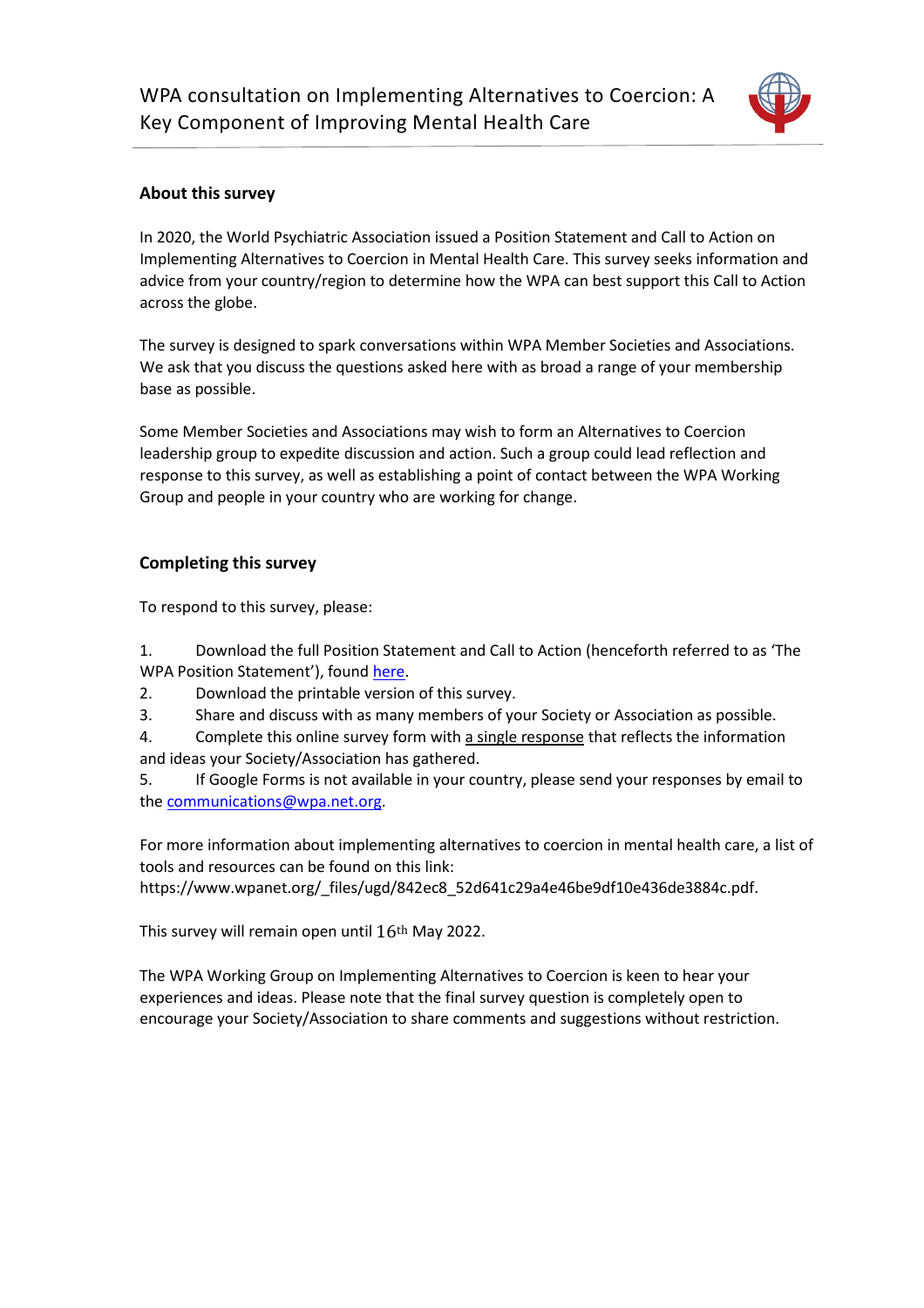# WPA consultation on Implementing Alternatives to Coercion: A Key Component of Improving Mental Health Care

## About this survey

In 2020, the World Psychiatric Association issued a Position Statement and Call to Action on Implementing Alternatives to Coercion in Mental Health Care. This survey seeks information and advice from your country/region to determine how the WPA can best support this Call to Action across the globe.

The survey is designed to spark conversations within WPA Member Societies and Associations. We ask that you discuss the questions asked here with as broad a range of your membership base as possible.

Some Member Societies and Associations may wish to form an Alternatives to Coercion leadership group to expedite discussion and action. Such a group could lead reflection and response to this survey, as well as establishing a point of contact between the WPA Working Group and people in your country who are working for change.

## Completing this survey

To respond to this survey, please:

1. Download the full Position Statement and Call to Action (henceforth referred to as 'The WPA Position Statement'), found here.
2. Download the printable version of this survey.
3. Share and discuss with as many members of your Society or Association as possible.
4. Complete this online survey form with a single response that reflects the information and ideas your Society/Association has gathered.
5. If Google Forms is not available in your country, please send your responses by email to the communications@wpa.net.org.

For more information about implementing alternatives to coercion in mental health care, a list of tools and resources can be found on this link: https://www.wpanet.org/_files/ugd/842ec8_52d641c29a4e46be9df10e436de3884c.pdf.

This survey will remain open until 16th May 2022.

The WPA Working Group on Implementing Alternatives to Coercion is keen to hear your experiences and ideas. Please note that the final survey question is completely open to encourage your Society/Association to share comments and suggestions without restriction.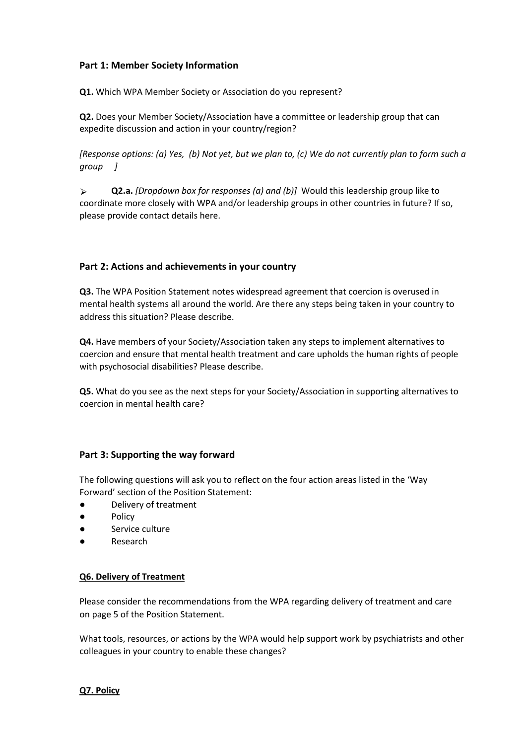## Part 1: Member Society Information

**Q1.** Which WPA Member Society or Association do you represent?

**Q2.** Does your Member Society/Association have a committee or leadership group that can expedite discussion and action in your country/region?

*[Response options: (a) Yes, (b) Not yet, but we plan to, (c) We do not currently plan to form such a group ]*

- **Q2.a.** *[Dropdown box for responses (a) and (b)]* Would this leadership group like to coordinate more closely with WPA and/or leadership groups in other countries in future? If so, please provide contact details here.

## Part 2: Actions and achievements in your country

**Q3.** The WPA Position Statement notes widespread agreement that coercion is overused in mental health systems all around the world. Are there any steps being taken in your country to address this situation? Please describe.

**Q4.** Have members of your Society/Association taken any steps to implement alternatives to coercion and ensure that mental health treatment and care upholds the human rights of people with psychosocial disabilities? Please describe.

**Q5.** What do you see as the next steps for your Society/Association in supporting alternatives to coercion in mental health care?

## Part 3: Supporting the way forward

The following questions will ask you to reflect on the four action areas listed in the 'Way Forward' section of the Position Statement:

- Delivery of treatment
- Policy
- Service culture
- Research

### Q6. Delivery of Treatment

Please consider the recommendations from the WPA regarding delivery of treatment and care on page 5 of the Position Statement.

What tools, resources, or actions by the WPA would help support work by psychiatrists and other colleagues in your country to enable these changes?

### Q7. Policy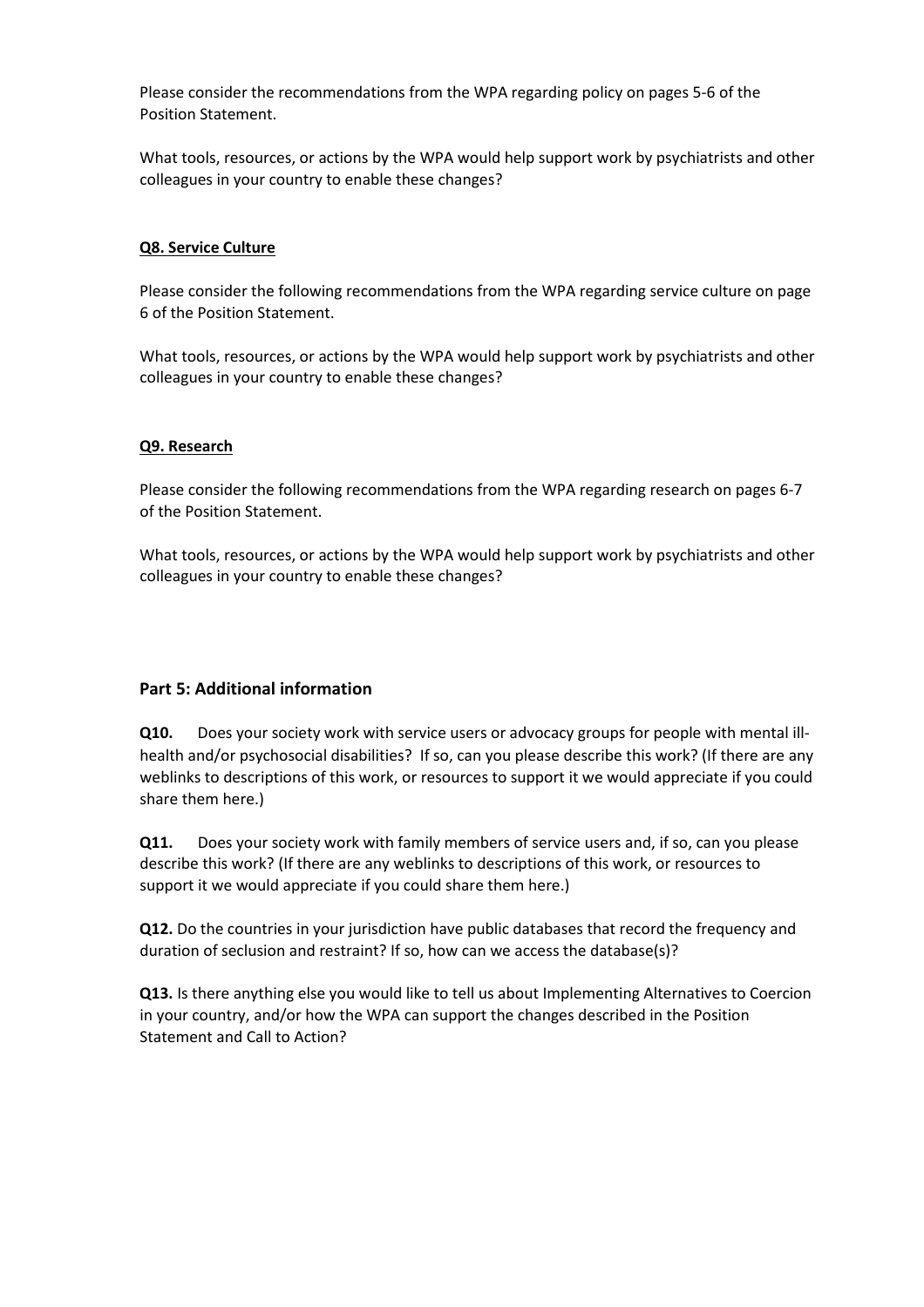Please consider the recommendations from the WPA regarding policy on pages 5-6 of the Position Statement.

What tools, resources, or actions by the WPA would help support work by psychiatrists and other colleagues in your country to enable these changes?

**Q8. Service Culture**

Please consider the following recommendations from the WPA regarding service culture on page 6 of the Position Statement.

What tools, resources, or actions by the WPA would help support work by psychiatrists and other colleagues in your country to enable these changes?

**Q9. Research**

Please consider the following recommendations from the WPA regarding research on pages 6-7 of the Position Statement.

What tools, resources, or actions by the WPA would help support work by psychiatrists and other colleagues in your country to enable these changes?

### Part 5: Additional information

**Q10.** Does your society work with service users or advocacy groups for people with mental ill-health and/or psychosocial disabilities? If so, can you please describe this work? (If there are any weblinks to descriptions of this work, or resources to support it we would appreciate if you could share them here.)

**Q11.** Does your society work with family members of service users and, if so, can you please describe this work? (If there are any weblinks to descriptions of this work, or resources to support it we would appreciate if you could share them here.)

**Q12.** Do the countries in your jurisdiction have public databases that record the frequency and duration of seclusion and restraint? If so, how can we access the database(s)?

**Q13.** Is there anything else you would like to tell us about Implementing Alternatives to Coercion in your country, and/or how the WPA can support the changes described in the Position Statement and Call to Action?